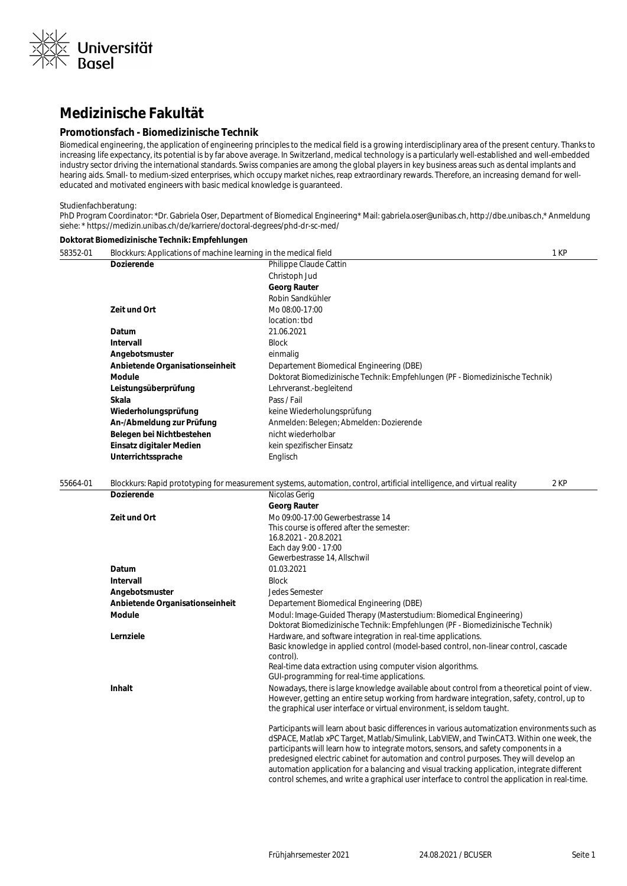# Medizinische Fakultät

## Promotionsfach - Biomedizinische Technik

Biomedical engineering, the application of engineering principles to the medical field is a growing interdisciplinary area of the present century. Thanks to increasing life expectancy, its potential is by far above average. In Switzerland, medical technology is a particularly well-established and well-embedded industry sector driving the international standards. Swiss companies are among the global players in key business areas such as dental implants and hearing aids. Small- to medium-sized enterprises, which occupy market niches, reap extraordinary rewards. Therefore, an increasing demand for well-educated and motivated engineers with basic medical knowledge is guaranteed.

Studienfachberatung:
PhD Program Coordinator: *Dr. Gabriela Oser, Department of Biomedical Engineering* Mail: gabriela.oser@unibas.ch, http://dbe.unibas.ch,* Anmeldung siehe: * https://medizin.unibas.ch/de/karriere/doctoral-degrees/phd-dr-sc-med/

**Doktorat Biomedizinische Technik: Empfehlungen**

**58352-01** Blockkurs: Applications of machine learning in the medical field — 1 KP

| | |
|---|---|
| **Dozierende** | Philippe Claude Cattin<br>Christoph Jud<br>**Georg Rauter**<br>Robin Sandkühler |
| **Zeit und Ort** | Mo 08:00-17:00<br>location: tbd |
| **Datum** | 21.06.2021 |
| **Intervall** | Block |
| **Angebotsmuster** | einmalig |
| **Anbietende Organisationseinheit** | Departement Biomedical Engineering (DBE) |
| **Module** | Doktorat Biomedizinische Technik: Empfehlungen (PF - Biomedizinische Technik) |
| **Leistungsüberprüfung** | Lehrveranst.-begleitend |
| **Skala** | Pass / Fail |
| **Wiederholungsprüfung** | keine Wiederholungsprüfung |
| **An-/Abmeldung zur Prüfung** | Anmelden: Belegen; Abmelden: Dozierende |
| **Belegen bei Nichtbestehen** | nicht wiederholbar |
| **Einsatz digitaler Medien** | kein spezifischer Einsatz |
| **Unterrichtssprache** | Englisch |

**55664-01** Blockkurs: Rapid prototyping for measurement systems, automation, control, artificial intelligence, and virtual reality — 2 KP

| | |
|---|---|
| **Dozierende** | Nicolas Gerig<br>**Georg Rauter** |
| **Zeit und Ort** | Mo 09:00-17:00 Gewerbestrasse 14<br>This course is offered after the semester:<br>16.8.2021 - 20.8.2021<br>Each day 9:00 - 17:00<br>Gewerbestrasse 14, Allschwil |
| **Datum** | 01.03.2021 |
| **Intervall** | Block |
| **Angebotsmuster** | Jedes Semester |
| **Anbietende Organisationseinheit** | Departement Biomedical Engineering (DBE) |
| **Module** | Modul: Image-Guided Therapy (Masterstudium: Biomedical Engineering)<br>Doktorat Biomedizinische Technik: Empfehlungen (PF - Biomedizinische Technik) |
| **Lernziele** | Hardware, and software integration in real-time applications.<br>Basic knowledge in applied control (model-based control, non-linear control, cascade control).<br>Real-time data extraction using computer vision algorithms.<br>GUI-programming for real-time applications. |
| **Inhalt** | Nowadays, there is large knowledge available about control from a theoretical point of view. However, getting an entire setup working from hardware integration, safety, control, up to the graphical user interface or virtual environment, is seldom taught.<br><br>Participants will learn about basic differences in various automatization environments such as dSPACE, Matlab xPC Target, Matlab/Simulink, LabVIEW, and TwinCAT3. Within one week, the participants will learn how to integrate motors, sensors, and safety components in a predesigned electric cabinet for automation and control purposes. They will develop an automation application for a balancing and visual tracking application, integrate different control schemes, and write a graphical user interface to control the application in real-time. |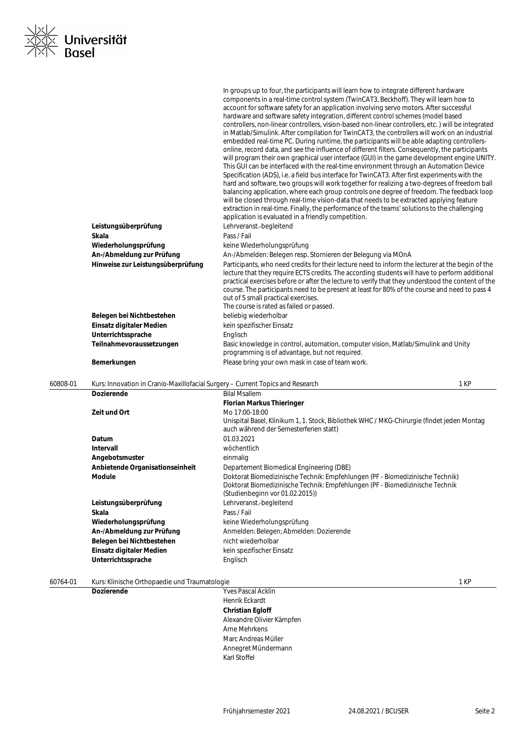| | |
|---|---|
| | In groups up to four, the participants will learn how to integrate different hardware components in a real-time control system (TwinCAT3, Beckhoff). They will learn how to account for software safety for an application involving servo motors. After successful hardware and software safety integration, different control schemes (model based controllers, non-linear controllers, vision-based non-linear controllers, etc. ) will be integrated in Matlab/Simulink. After compilation for TwinCAT3, the controllers will work on an industrial embedded real-time PC. During runtime, the participants will be able adapting controllers-online, record data, and see the influence of different filters. Consequently, the participants will program their own graphical user interface (GUI) in the game development engine UNITY. This GUI can be interfaced with the real-time environment through an Automation Device Specification (ADS), i.e. a field bus interface for TwinCAT3. After first experiments with the hard and software, two groups will work together for realizing a two-degrees of freedom ball balancing application, where each group controls one degree of freedom. The feedback loop will be closed through real-time vision-data that needs to be extracted applying feature extraction in real-time. Finally, the performance of the teams' solutions to the challenging application is evaluated in a friendly competition. |
| **Leistungsüberprüfung** | Lehrveranst.-begleitend |
| **Skala** | Pass / Fail |
| **Wiederholungsprüfung** | keine Wiederholungsprüfung |
| **An-/Abmeldung zur Prüfung** | An-/Abmelden: Belegen resp. Stornieren der Belegung via MOnA |
| **Hinweise zur Leistungsüberprüfung** | Participants, who need credits for their lecture need to inform the lecturer at the begin of the lecture that they require ECTS credits. The according students will have to perform additional practical exercises before or after the lecture to verify that they understood the content of the course. The participants need to be present at least for 80% of the course and need to pass 4 out of 5 small practical exercises.<br>The course is rated as failed or passed. |
| **Belegen bei Nichtbestehen** | beliebig wiederholbar |
| **Einsatz digitaler Medien** | kein spezifischer Einsatz |
| **Unterrichtssprache** | Englisch |
| **Teilnahmevoraussetzungen** | Basic knowledge in control, automation, computer vision, Matlab/Simulink and Unity programming is of advantage, but not required. |
| **Bemerkungen** | Please bring your own mask in case of team work. |

60808-01 Kurs: Innovation in Cranio-Maxillofacial Surgery – Current Topics and Research 1 KP

| | |
|---|---|
| **Dozierende** | Bilal Msallem<br>**Florian Markus Thieringer** |
| **Zeit und Ort** | Mo 17:00-18:00<br>Unispital Basel, Klinikum 1, 1. Stock, Bibliothek WHC / MKG-Chirurgie (findet jeden Montag auch während der Semesterferien statt) |
| **Datum** | 01.03.2021 |
| **Intervall** | wöchentlich |
| **Angebotsmuster** | einmalig |
| **Anbietende Organisationseinheit** | Departement Biomedical Engineering (DBE) |
| **Module** | Doktorat Biomedizinische Technik: Empfehlungen (PF - Biomedizinische Technik)<br>Doktorat Biomedizinische Technik: Empfehlungen (PF - Biomedizinische Technik (Studienbeginn vor 01.02.2015)) |
| **Leistungsüberprüfung** | Lehrveranst.-begleitend |
| **Skala** | Pass / Fail |
| **Wiederholungsprüfung** | keine Wiederholungsprüfung |
| **An-/Abmeldung zur Prüfung** | Anmelden: Belegen; Abmelden: Dozierende |
| **Belegen bei Nichtbestehen** | nicht wiederholbar |
| **Einsatz digitaler Medien** | kein spezifischer Einsatz |
| **Unterrichtssprache** | Englisch |

60764-01 Kurs: Klinische Orthopaedie und Traumatologie 1 KP

| | |
|---|---|
| **Dozierende** | Yves Pascal Acklin<br>Henrik Eckardt<br>**Christian Egloff**<br>Alexandre Olivier Kämpfen<br>Arne Mehrkens<br>Marc Andreas Müller<br>Annegret Mündermann<br>Karl Stoffel |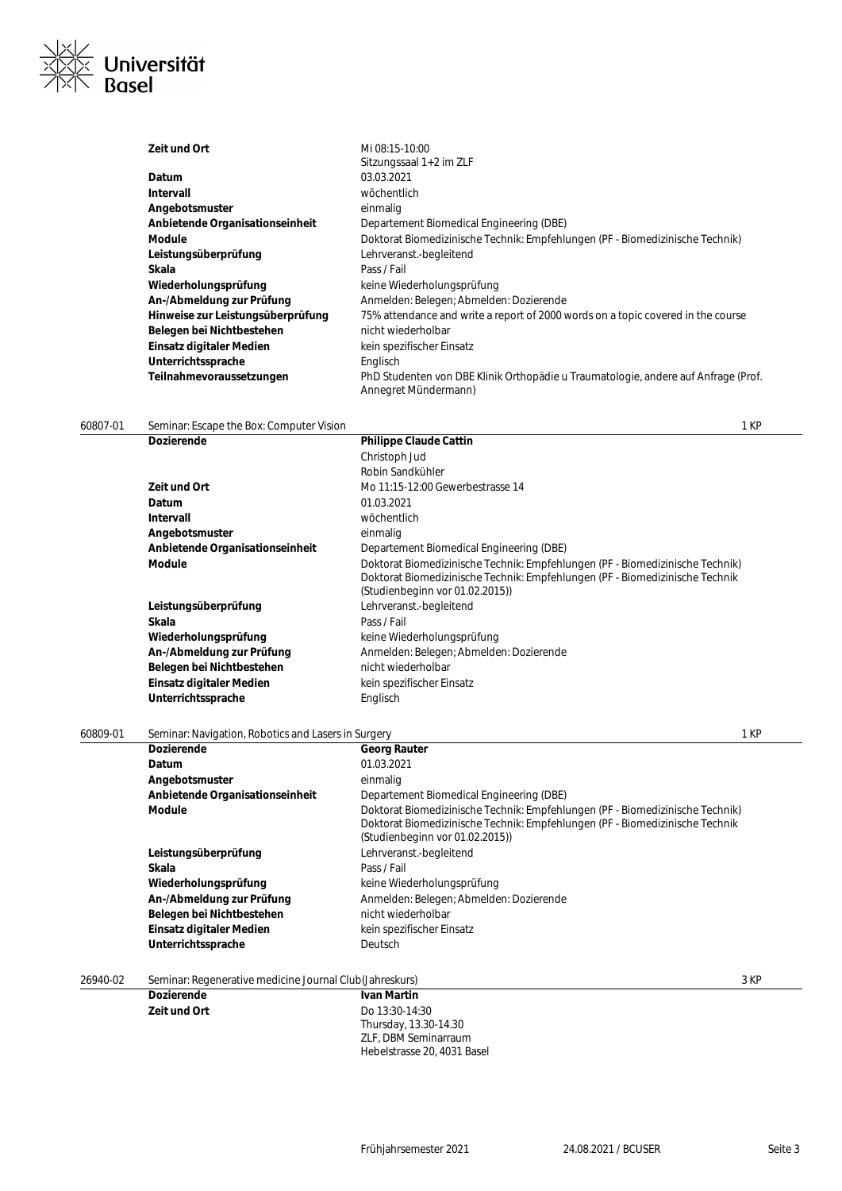| | |
|---|---|
| **Zeit und Ort** | Mi 08:15-10:00<br>Sitzungssaal 1+2 im ZLF |
| **Datum** | 03.03.2021 |
| **Intervall** | wöchentlich |
| **Angebotsmuster** | einmalig |
| **Anbietende Organisationseinheit** | Departement Biomedical Engineering (DBE) |
| **Module** | Doktorat Biomedizinische Technik: Empfehlungen (PF - Biomedizinische Technik) |
| **Leistungsüberprüfung** | Lehrveranst.-begleitend |
| **Skala** | Pass / Fail |
| **Wiederholungsprüfung** | keine Wiederholungsprüfung |
| **An-/Abmeldung zur Prüfung** | Anmelden: Belegen; Abmelden: Dozierende |
| **Hinweise zur Leistungsüberprüfung** | 75% attendance and write a report of 2000 words on a topic covered in the course |
| **Belegen bei Nichtbestehen** | nicht wiederholbar |
| **Einsatz digitaler Medien** | kein spezifischer Einsatz |
| **Unterrichtssprache** | Englisch |
| **Teilnahmevoraussetzungen** | PhD Studenten von DBE Klinik Orthopädie u Traumatologie, andere auf Anfrage (Prof. Annegret Mündermann) |

## 60807-01 Seminar: Escape the Box: Computer Vision — 1 KP

| | |
|---|---|
| **Dozierende** | **Philippe Claude Cattin**<br>Christoph Jud<br>Robin Sandkühler |
| **Zeit und Ort** | Mo 11:15-12:00 Gewerbestrasse 14 |
| **Datum** | 01.03.2021 |
| **Intervall** | wöchentlich |
| **Angebotsmuster** | einmalig |
| **Anbietende Organisationseinheit** | Departement Biomedical Engineering (DBE) |
| **Module** | Doktorat Biomedizinische Technik: Empfehlungen (PF - Biomedizinische Technik)<br>Doktorat Biomedizinische Technik: Empfehlungen (PF - Biomedizinische Technik (Studienbeginn vor 01.02.2015)) |
| **Leistungsüberprüfung** | Lehrveranst.-begleitend |
| **Skala** | Pass / Fail |
| **Wiederholungsprüfung** | keine Wiederholungsprüfung |
| **An-/Abmeldung zur Prüfung** | Anmelden: Belegen; Abmelden: Dozierende |
| **Belegen bei Nichtbestehen** | nicht wiederholbar |
| **Einsatz digitaler Medien** | kein spezifischer Einsatz |
| **Unterrichtssprache** | Englisch |

## 60809-01 Seminar: Navigation, Robotics and Lasers in Surgery — 1 KP

| | |
|---|---|
| **Dozierende** | **Georg Rauter** |
| **Datum** | 01.03.2021 |
| **Angebotsmuster** | einmalig |
| **Anbietende Organisationseinheit** | Departement Biomedical Engineering (DBE) |
| **Module** | Doktorat Biomedizinische Technik: Empfehlungen (PF - Biomedizinische Technik)<br>Doktorat Biomedizinische Technik: Empfehlungen (PF - Biomedizinische Technik (Studienbeginn vor 01.02.2015)) |
| **Leistungsüberprüfung** | Lehrveranst.-begleitend |
| **Skala** | Pass / Fail |
| **Wiederholungsprüfung** | keine Wiederholungsprüfung |
| **An-/Abmeldung zur Prüfung** | Anmelden: Belegen; Abmelden: Dozierende |
| **Belegen bei Nichtbestehen** | nicht wiederholbar |
| **Einsatz digitaler Medien** | kein spezifischer Einsatz |
| **Unterrichtssprache** | Deutsch |

## 26940-02 Seminar: Regenerative medicine Journal Club(Jahreskurs) — 3 KP

| | |
|---|---|
| **Dozierende** | **Ivan Martin** |
| **Zeit und Ort** | Do 13:30-14:30<br>Thursday, 13.30-14.30<br>ZLF, DBM Seminarraum<br>Hebelstrasse 20, 4031 Basel |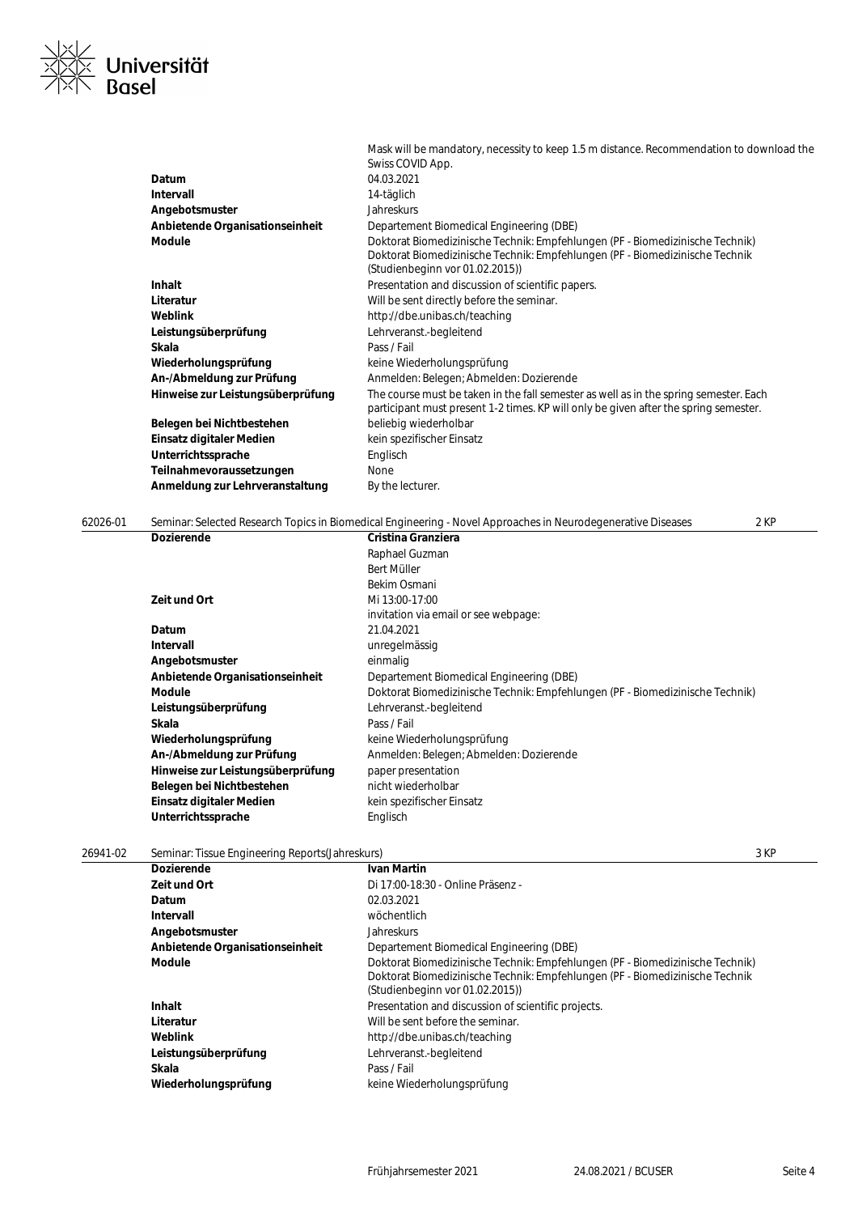| | |
|---|---|
| | Mask will be mandatory, necessity to keep 1.5 m distance. Recommendation to download the Swiss COVID App. |
| **Datum** | 04.03.2021 |
| **Intervall** | 14-täglich |
| **Angebotsmuster** | Jahreskurs |
| **Anbietende Organisationseinheit** | Departement Biomedical Engineering (DBE) |
| **Module** | Doktorat Biomedizinische Technik: Empfehlungen (PF - Biomedizinische Technik)<br>Doktorat Biomedizinische Technik: Empfehlungen (PF - Biomedizinische Technik (Studienbeginn vor 01.02.2015)) |
| **Inhalt** | Presentation and discussion of scientific papers. |
| **Literatur** | Will be sent directly before the seminar. |
| **Weblink** | http://dbe.unibas.ch/teaching |
| **Leistungsüberprüfung** | Lehrveranst.-begleitend |
| **Skala** | Pass / Fail |
| **Wiederholungsprüfung** | keine Wiederholungsprüfung |
| **An-/Abmeldung zur Prüfung** | Anmelden: Belegen; Abmelden: Dozierende |
| **Hinweise zur Leistungsüberprüfung** | The course must be taken in the fall semester as well as in the spring semester. Each participant must present 1-2 times. KP will only be given after the spring semester. |
| **Belegen bei Nichtbestehen** | beliebig wiederholbar |
| **Einsatz digitaler Medien** | kein spezifischer Einsatz |
| **Unterrichtssprache** | Englisch |
| **Teilnahmevoraussetzungen** | None |
| **Anmeldung zur Lehrveranstaltung** | By the lecturer. |

## 62026-01 Seminar: Selected Research Topics in Biomedical Engineering - Novel Approaches in Neurodegenerative Diseases — 2 KP

| | |
|---|---|
| **Dozierende** | Cristina Granziera<br>Raphael Guzman<br>Bert Müller<br>Bekim Osmani |
| **Zeit und Ort** | Mi 13:00-17:00<br>invitation via email or see webpage: |
| **Datum** | 21.04.2021 |
| **Intervall** | unregelmässig |
| **Angebotsmuster** | einmalig |
| **Anbietende Organisationseinheit** | Departement Biomedical Engineering (DBE) |
| **Module** | Doktorat Biomedizinische Technik: Empfehlungen (PF - Biomedizinische Technik) |
| **Leistungsüberprüfung** | Lehrveranst.-begleitend |
| **Skala** | Pass / Fail |
| **Wiederholungsprüfung** | keine Wiederholungsprüfung |
| **An-/Abmeldung zur Prüfung** | Anmelden: Belegen; Abmelden: Dozierende |
| **Hinweise zur Leistungsüberprüfung** | paper presentation |
| **Belegen bei Nichtbestehen** | nicht wiederholbar |
| **Einsatz digitaler Medien** | kein spezifischer Einsatz |
| **Unterrichtssprache** | Englisch |

## 26941-02 Seminar: Tissue Engineering Reports(Jahreskurs) — 3 KP

| | |
|---|---|
| **Dozierende** | Ivan Martin |
| **Zeit und Ort** | Di 17:00-18:30 - Online Präsenz - |
| **Datum** | 02.03.2021 |
| **Intervall** | wöchentlich |
| **Angebotsmuster** | Jahreskurs |
| **Anbietende Organisationseinheit** | Departement Biomedical Engineering (DBE) |
| **Module** | Doktorat Biomedizinische Technik: Empfehlungen (PF - Biomedizinische Technik)<br>Doktorat Biomedizinische Technik: Empfehlungen (PF - Biomedizinische Technik (Studienbeginn vor 01.02.2015)) |
| **Inhalt** | Presentation and discussion of scientific projects. |
| **Literatur** | Will be sent before the seminar. |
| **Weblink** | http://dbe.unibas.ch/teaching |
| **Leistungsüberprüfung** | Lehrveranst.-begleitend |
| **Skala** | Pass / Fail |
| **Wiederholungsprüfung** | keine Wiederholungsprüfung |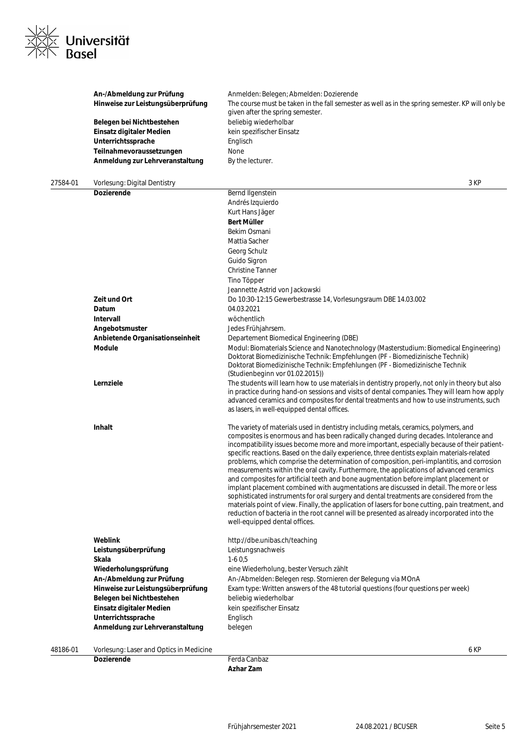| | |
|---|---|
| **An-/Abmeldung zur Prüfung** | Anmelden: Belegen; Abmelden: Dozierende |
| **Hinweise zur Leistungsüberprüfung** | The course must be taken in the fall semester as well as in the spring semester. KP will only be given after the spring semester. |
| **Belegen bei Nichtbestehen** | beliebig wiederholbar |
| **Einsatz digitaler Medien** | kein spezifischer Einsatz |
| **Unterrichtssprache** | Englisch |
| **Teilnahmevoraussetzungen** | None |
| **Anmeldung zur Lehrveranstaltung** | By the lecturer. |

## 27584-01 Vorlesung: Digital Dentistry — 3 KP

| | |
|---|---|
| **Dozierende** | Bernd Ilgenstein<br>Andrés Izquierdo<br>Kurt Hans Jäger<br>**Bert Müller**<br>Bekim Osmani<br>Mattia Sacher<br>Georg Schulz<br>Guido Sigron<br>Christine Tanner<br>Tino Töpper<br>Jeannette Astrid von Jackowski |
| **Zeit und Ort** | Do 10:30-12:15 Gewerbestrasse 14, Vorlesungsraum DBE 14.03.002 |
| **Datum** | 04.03.2021 |
| **Intervall** | wöchentlich |
| **Angebotsmuster** | Jedes Frühjahrsem. |
| **Anbietende Organisationseinheit** | Departement Biomedical Engineering (DBE) |
| **Module** | Modul: Biomaterials Science and Nanotechnology (Masterstudium: Biomedical Engineering)<br>Doktorat Biomedizinische Technik: Empfehlungen (PF - Biomedizinische Technik)<br>Doktorat Biomedizinische Technik: Empfehlungen (PF - Biomedizinische Technik (Studienbeginn vor 01.02.2015)) |
| **Lernziele** | The students will learn how to use materials in dentistry properly, not only in theory but also in practice during hand-on sessions and visits of dental companies. They will learn how apply advanced ceramics and composites for dental treatments and how to use instruments, such as lasers, in well-equipped dental offices. |
| **Inhalt** | The variety of materials used in dentistry including metals, ceramics, polymers, and composites is enormous and has been radically changed during decades. Intolerance and incompatibility issues become more and more important, especially because of their patient-specific reactions. Based on the daily experience, three dentists explain materials-related problems, which comprise the determination of composition, peri-implantitis, and corrosion measurements within the oral cavity. Furthermore, the applications of advanced ceramics and composites for artificial teeth and bone augmentation before implant placement or implant placement combined with augmentations are discussed in detail. The more or less sophisticated instruments for oral surgery and dental treatments are considered from the materials point of view. Finally, the application of lasers for bone cutting, pain treatment, and reduction of bacteria in the root cannel will be presented as already incorporated into the well-equipped dental offices. |
| **Weblink** | http://dbe.unibas.ch/teaching |
| **Leistungsüberprüfung** | Leistungsnachweis |
| **Skala** | 1-6 0,5 |
| **Wiederholungsprüfung** | eine Wiederholung, bester Versuch zählt |
| **An-/Abmeldung zur Prüfung** | An-/Abmelden: Belegen resp. Stornieren der Belegung via MOnA |
| **Hinweise zur Leistungsüberprüfung** | Exam type: Written answers of the 48 tutorial questions (four questions per week) |
| **Belegen bei Nichtbestehen** | beliebig wiederholbar |
| **Einsatz digitaler Medien** | kein spezifischer Einsatz |
| **Unterrichtssprache** | Englisch |
| **Anmeldung zur Lehrveranstaltung** | belegen |

## 48186-01 Vorlesung: Laser and Optics in Medicine — 6 KP

| | |
|---|---|
| **Dozierende** | Ferda Canbaz<br>**Azhar Zam** |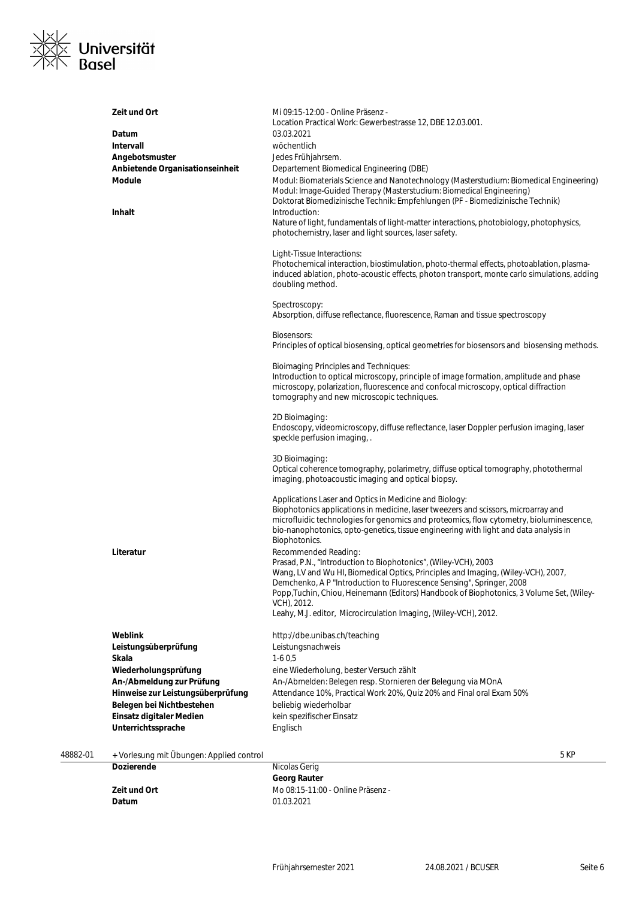| | |
|---|---|
| **Zeit und Ort** | Mi 09:15-12:00 - Online Präsenz - Location Practical Work: Gewerbestrasse 12, DBE 12.03.001. |
| **Datum** | 03.03.2021 |
| **Intervall** | wöchentlich |
| **Angebotsmuster** | Jedes Frühjahrsem. |
| **Anbietende Organisationseinheit** | Departement Biomedical Engineering (DBE) |
| **Module** | Modul: Biomaterials Science and Nanotechnology (Masterstudium: Biomedical Engineering)<br>Modul: Image-Guided Therapy (Masterstudium: Biomedical Engineering)<br>Doktorat Biomedizinische Technik: Empfehlungen (PF - Biomedizinische Technik) |
| **Inhalt** | Introduction:<br>Nature of light, fundamentals of light-matter interactions, photobiology, photophysics, photochemistry, laser and light sources, laser safety.<br><br>Light-Tissue Interactions:<br>Photochemical interaction, biostimulation, photo-thermal effects, photoablation, plasma-induced ablation, photo-acoustic effects, photon transport, monte carlo simulations, adding doubling method.<br><br>Spectroscopy:<br>Absorption, diffuse reflectance, fluorescence, Raman and tissue spectroscopy<br><br>Biosensors:<br>Principles of optical biosensing, optical geometries for biosensors and biosensing methods.<br><br>Bioimaging Principles and Techniques:<br>Introduction to optical microscopy, principle of image formation, amplitude and phase microscopy, polarization, fluorescence and confocal microscopy, optical diffraction tomography and new microscopic techniques.<br><br>2D Bioimaging:<br>Endoscopy, videomicroscopy, diffuse reflectance, laser Doppler perfusion imaging, laser speckle perfusion imaging, .<br><br>3D Bioimaging:<br>Optical coherence tomography, polarimetry, diffuse optical tomography, photothermal imaging, photoacoustic imaging and optical biopsy.<br><br>Applications Laser and Optics in Medicine and Biology:<br>Biophotonics applications in medicine, laser tweezers and scissors, microarray and microfluidic technologies for genomics and proteomics, flow cytometry, bioluminescence, bio-nanophotonics, opto-genetics, tissue engineering with light and data analysis in Biophotonics. |
| **Literatur** | Recommended Reading:<br>Prasad, P.N., "Introduction to Biophotonics", (Wiley-VCH), 2003<br>Wang, LV and Wu HI, Biomedical Optics, Principles and Imaging, (Wiley-VCH), 2007,<br>Demchenko, A P "Introduction to Fluorescence Sensing", Springer, 2008<br>Popp,Tuchin, Chiou, Heinemann (Editors) Handbook of Biophotonics, 3 Volume Set, (Wiley-VCH), 2012.<br>Leahy, M.J. editor, Microcirculation Imaging, (Wiley-VCH), 2012. |
| **Weblink** | http://dbe.unibas.ch/teaching |
| **Leistungsüberprüfung** | Leistungsnachweis |
| **Skala** | 1-6 0,5 |
| **Wiederholungsprüfung** | eine Wiederholung, bester Versuch zählt |
| **An-/Abmeldung zur Prüfung** | An-/Abmelden: Belegen resp. Stornieren der Belegung via MOnA |
| **Hinweise zur Leistungsüberprüfung** | Attendance 10%, Practical Work 20%, Quiz 20% and Final oral Exam 50% |
| **Belegen bei Nichtbestehen** | beliebig wiederholbar |
| **Einsatz digitaler Medien** | kein spezifischer Einsatz |
| **Unterrichtssprache** | Englisch |

48882-01 + Vorlesung mit Übungen: Applied control — 5 KP

| | |
|---|---|
| **Dozierende** | Nicolas Gerig<br>**Georg Rauter** |
| **Zeit und Ort** | Mo 08:15-11:00 - Online Präsenz - |
| **Datum** | 01.03.2021 |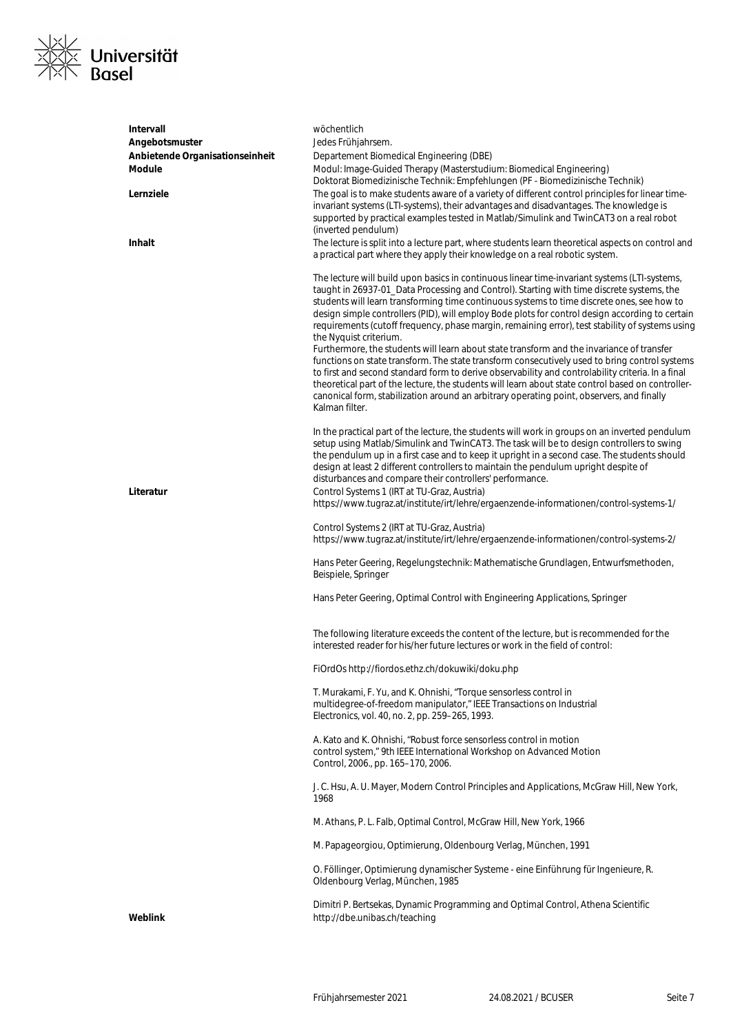| | |
|---|---|
| **Intervall** | wöchentlich |
| **Angebotsmuster** | Jedes Frühjahrsem. |
| **Anbietende Organisationseinheit** | Departement Biomedical Engineering (DBE) |
| **Module** | Modul: Image-Guided Therapy (Masterstudium: Biomedical Engineering)<br>Doktorat Biomedizinische Technik: Empfehlungen (PF - Biomedizinische Technik) |
| **Lernziele** | The goal is to make students aware of a variety of different control principles for linear time-invariant systems (LTI-systems), their advantages and disadvantages. The knowledge is supported by practical examples tested in Matlab/Simulink and TwinCAT3 on a real robot (inverted pendulum) |
| **Inhalt** | The lecture is split into a lecture part, where students learn theoretical aspects on control and a practical part where they apply their knowledge on a real robotic system.<br><br>The lecture will build upon basics in continuous linear time-invariant systems (LTI-systems, taught in 26937-01_Data Processing and Control). Starting with time discrete systems, the students will learn transforming time continuous systems to time discrete ones, see how to design simple controllers (PID), will employ Bode plots for control design according to certain requirements (cutoff frequency, phase margin, remaining error), test stability of systems using the Nyquist criterium.<br>Furthermore, the students will learn about state transform and the invariance of transfer functions on state transform. The state transform consecutively used to bring control systems to first and second standard form to derive observability and controlability criteria. In a final theoretical part of the lecture, the students will learn about state control based on controller-canonical form, stabilization around an arbitrary operating point, observers, and finally Kalman filter.<br><br>In the practical part of the lecture, the students will work in groups on an inverted pendulum setup using Matlab/Simulink and TwinCAT3. The task will be to design controllers to swing the pendulum up in a first case and to keep it upright in a second case. The students should design at least 2 different controllers to maintain the pendulum upright despite of disturbances and compare their controllers' performance. |
| **Literatur** | Control Systems 1 (IRT at TU-Graz, Austria)<br>https://www.tugraz.at/institute/irt/lehre/ergaenzende-informationen/control-systems-1/<br><br>Control Systems 2 (IRT at TU-Graz, Austria)<br>https://www.tugraz.at/institute/irt/lehre/ergaenzende-informationen/control-systems-2/<br><br>Hans Peter Geering, Regelungstechnik: Mathematische Grundlagen, Entwurfsmethoden, Beispiele, Springer<br><br>Hans Peter Geering, Optimal Control with Engineering Applications, Springer<br><br>The following literature exceeds the content of the lecture, but is recommended for the interested reader for his/her future lectures or work in the field of control:<br><br>FiOrdOs http://fiordos.ethz.ch/dokuwiki/doku.php<br><br>T. Murakami, F. Yu, and K. Ohnishi, "Torque sensorless control in multidegree-of-freedom manipulator," IEEE Transactions on Industrial Electronics, vol. 40, no. 2, pp. 259–265, 1993.<br><br>A. Kato and K. Ohnishi, "Robust force sensorless control in motion control system," 9th IEEE International Workshop on Advanced Motion Control, 2006., pp. 165–170, 2006.<br><br>J. C. Hsu, A. U. Mayer, Modern Control Principles and Applications, McGraw Hill, New York, 1968<br><br>M. Athans, P. L. Falb, Optimal Control, McGraw Hill, New York, 1966<br><br>M. Papageorgiou, Optimierung, Oldenbourg Verlag, München, 1991<br><br>O. Föllinger, Optimierung dynamischer Systeme - eine Einführung für Ingenieure, R. Oldenbourg Verlag, München, 1985<br><br>Dimitri P. Bertsekas, Dynamic Programming and Optimal Control, Athena Scientific |
| **Weblink** | http://dbe.unibas.ch/teaching |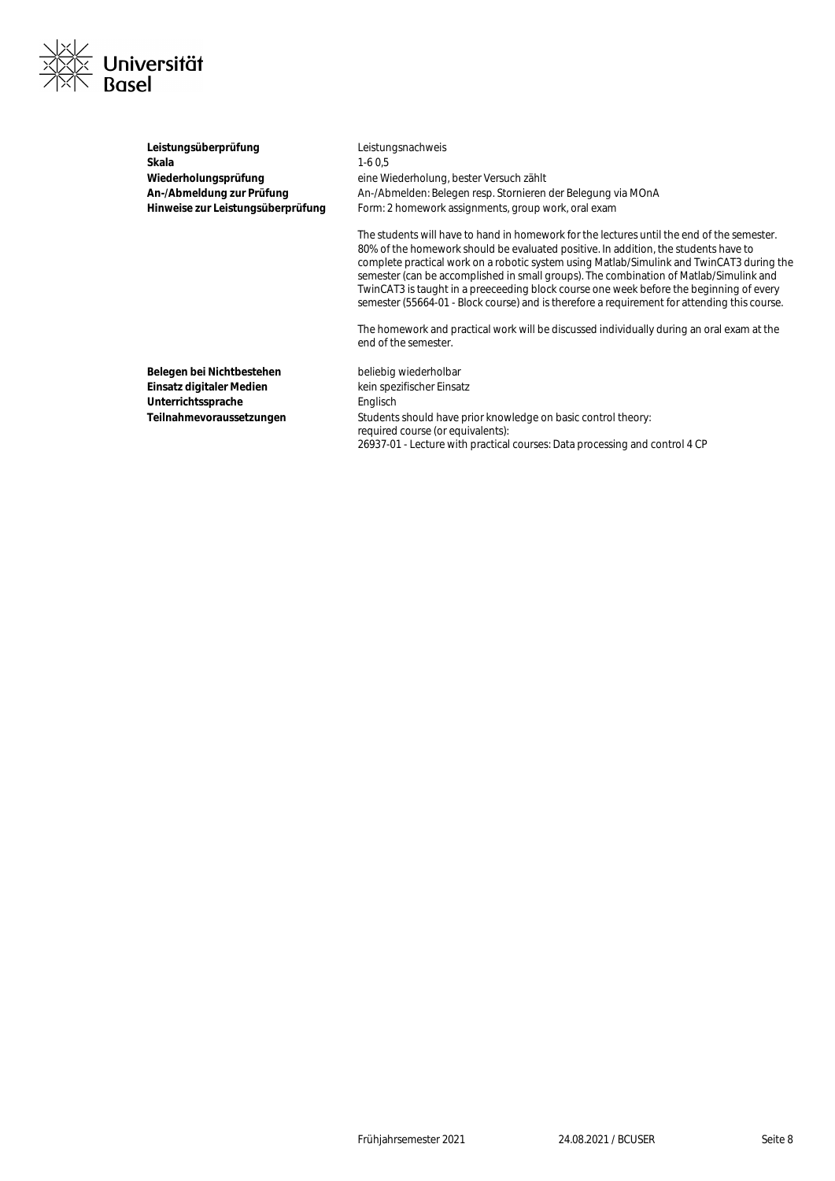| | |
|---|---|
| **Leistungsüberprüfung** | Leistungsnachweis |
| **Skala** | 1-6 0,5 |
| **Wiederholungsprüfung** | eine Wiederholung, bester Versuch zählt |
| **An-/Abmeldung zur Prüfung** | An-/Abmelden: Belegen resp. Stornieren der Belegung via MOnA |
| **Hinweise zur Leistungsüberprüfung** | Form: 2 homework assignments, group work, oral exam<br><br>The students will have to hand in homework for the lectures until the end of the semester. 80% of the homework should be evaluated positive. In addition, the students have to complete practical work on a robotic system using Matlab/Simulink and TwinCAT3 during the semester (can be accomplished in small groups). The combination of Matlab/Simulink and TwinCAT3 is taught in a preeceeding block course one week before the beginning of every semester (55664-01 - Block course) and is therefore a requirement for attending this course.<br><br>The homework and practical work will be discussed individually during an oral exam at the end of the semester. |
| **Belegen bei Nichtbestehen** | beliebig wiederholbar |
| **Einsatz digitaler Medien** | kein spezifischer Einsatz |
| **Unterrichtssprache** | Englisch |
| **Teilnahmevoraussetzungen** | Students should have prior knowledge on basic control theory:<br>required course (or equivalents):<br>26937-01 - Lecture with practical courses: Data processing and control 4 CP |